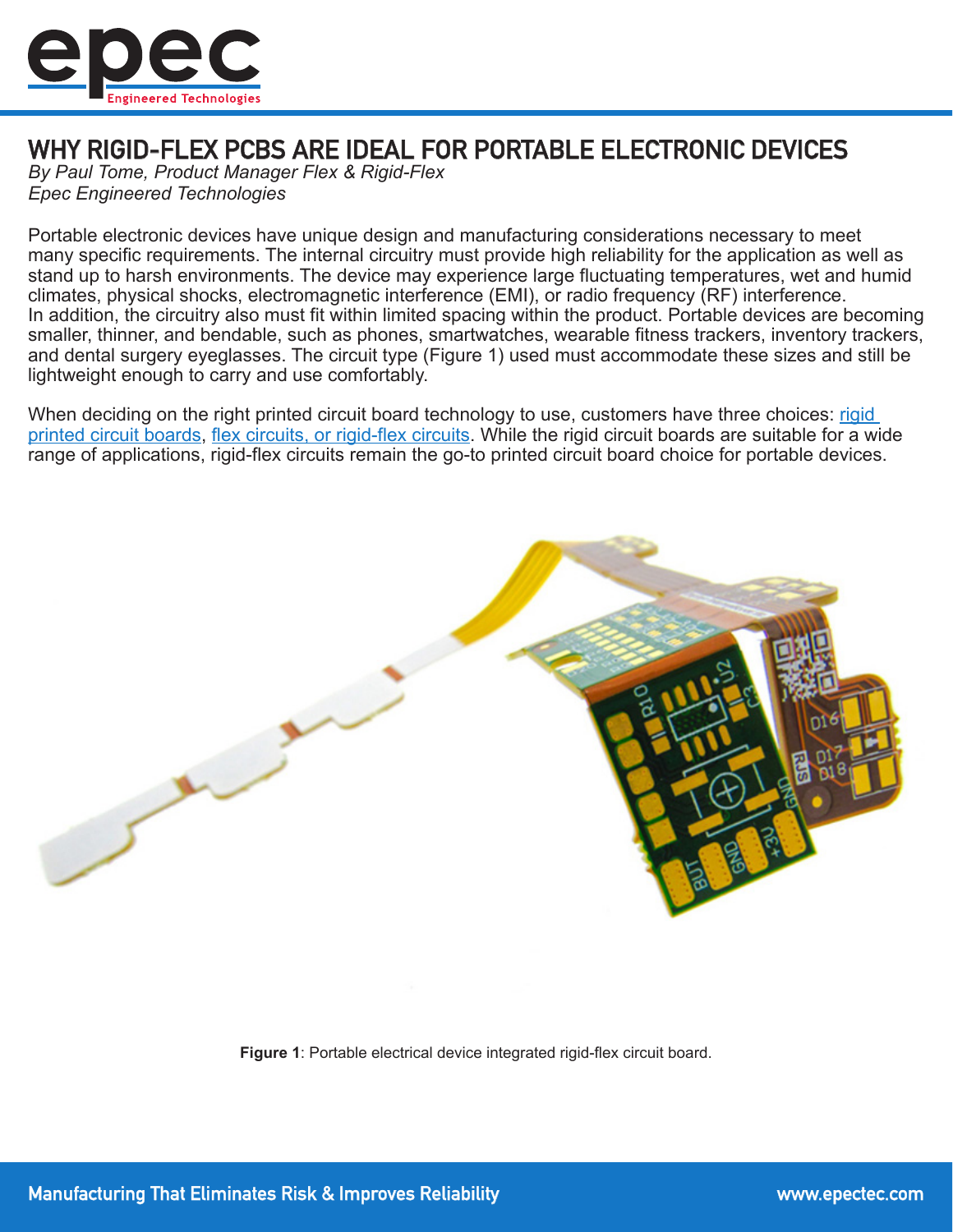# WHY RIGID-FLEX PCBS ARE IDEAL FOR PORTABLE ELECTRONIC DEVICES

*By Paul Tome, Product Manager Flex & Rigid-Flex*
*Epec Engineered Technologies*

Portable electronic devices have unique design and manufacturing considerations necessary to meet many specific requirements. The internal circuitry must provide high reliability for the application as well as stand up to harsh environments. The device may experience large fluctuating temperatures, wet and humid climates, physical shocks, electromagnetic interference (EMI), or radio frequency (RF) interference. In addition, the circuitry also must fit within limited spacing within the product. Portable devices are becoming smaller, thinner, and bendable, such as phones, smartwatches, wearable fitness trackers, inventory trackers, and dental surgery eyeglasses. The circuit type (Figure 1) used must accommodate these sizes and still be lightweight enough to carry and use comfortably.

When deciding on the right printed circuit board technology to use, customers have three choices: rigid printed circuit boards, flex circuits, or rigid-flex circuits. While the rigid circuit boards are suitable for a wide range of applications, rigid-flex circuits remain the go-to printed circuit board choice for portable devices.

**Figure 1**: Portable electrical device integrated rigid-flex circuit board.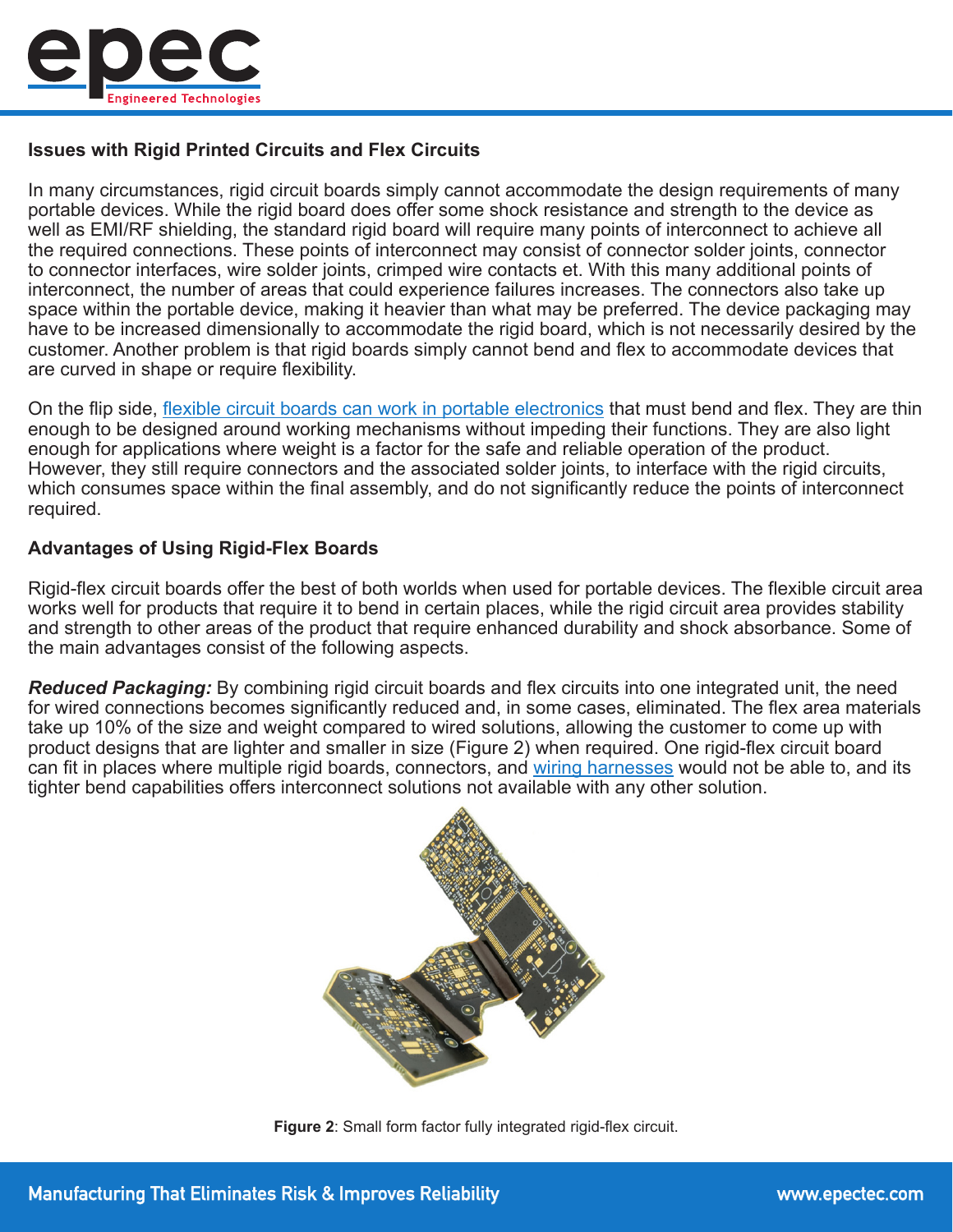## Issues with Rigid Printed Circuits and Flex Circuits

In many circumstances, rigid circuit boards simply cannot accommodate the design requirements of many portable devices. While the rigid board does offer some shock resistance and strength to the device as well as EMI/RF shielding, the standard rigid board will require many points of interconnect to achieve all the required connections. These points of interconnect may consist of connector solder joints, connector to connector interfaces, wire solder joints, crimped wire contacts et. With this many additional points of interconnect, the number of areas that could experience failures increases. The connectors also take up space within the portable device, making it heavier than what may be preferred. The device packaging may have to be increased dimensionally to accommodate the rigid board, which is not necessarily desired by the customer. Another problem is that rigid boards simply cannot bend and flex to accommodate devices that are curved in shape or require flexibility.

On the flip side, flexible circuit boards can work in portable electronics that must bend and flex. They are thin enough to be designed around working mechanisms without impeding their functions. They are also light enough for applications where weight is a factor for the safe and reliable operation of the product. However, they still require connectors and the associated solder joints, to interface with the rigid circuits, which consumes space within the final assembly, and do not significantly reduce the points of interconnect required.

## Advantages of Using Rigid-Flex Boards

Rigid-flex circuit boards offer the best of both worlds when used for portable devices. The flexible circuit area works well for products that require it to bend in certain places, while the rigid circuit area provides stability and strength to other areas of the product that require enhanced durability and shock absorbance. Some of the main advantages consist of the following aspects.

***Reduced Packaging:*** By combining rigid circuit boards and flex circuits into one integrated unit, the need for wired connections becomes significantly reduced and, in some cases, eliminated. The flex area materials take up 10% of the size and weight compared to wired solutions, allowing the customer to come up with product designs that are lighter and smaller in size (Figure 2) when required. One rigid-flex circuit board can fit in places where multiple rigid boards, connectors, and wiring harnesses would not be able to, and its tighter bend capabilities offers interconnect solutions not available with any other solution.

**Figure 2**: Small form factor fully integrated rigid-flex circuit.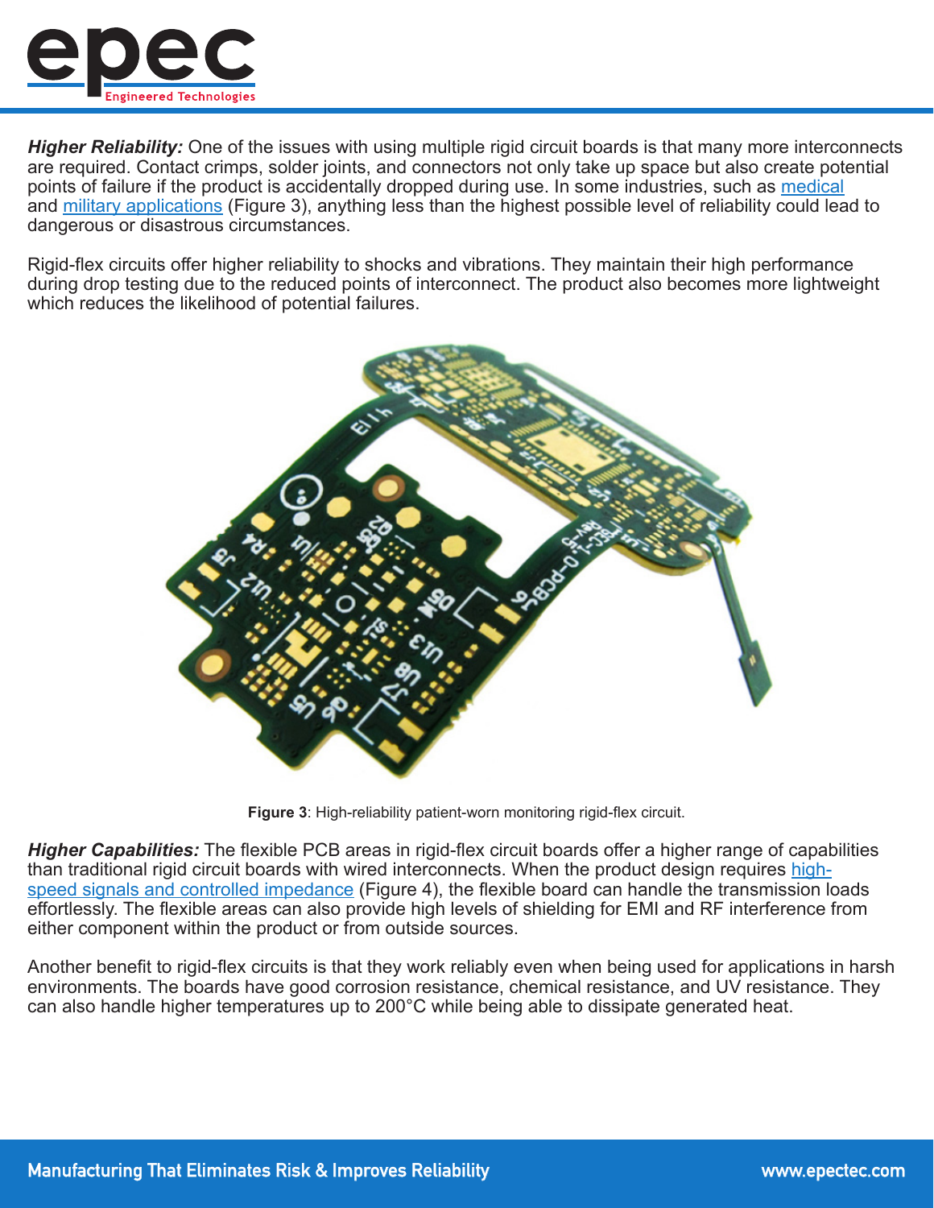***Higher Reliability:*** One of the issues with using multiple rigid circuit boards is that many more interconnects are required. Contact crimps, solder joints, and connectors not only take up space but also create potential points of failure if the product is accidentally dropped during use. In some industries, such as medical and military applications (Figure 3), anything less than the highest possible level of reliability could lead to dangerous or disastrous circumstances.

Rigid-flex circuits offer higher reliability to shocks and vibrations. They maintain their high performance during drop testing due to the reduced points of interconnect. The product also becomes more lightweight which reduces the likelihood of potential failures.

**Figure 3**: High-reliability patient-worn monitoring rigid-flex circuit.

***Higher Capabilities:*** The flexible PCB areas in rigid-flex circuit boards offer a higher range of capabilities than traditional rigid circuit boards with wired interconnects. When the product design requires high-speed signals and controlled impedance (Figure 4), the flexible board can handle the transmission loads effortlessly. The flexible areas can also provide high levels of shielding for EMI and RF interference from either component within the product or from outside sources.

Another benefit to rigid-flex circuits is that they work reliably even when being used for applications in harsh environments. The boards have good corrosion resistance, chemical resistance, and UV resistance. They can also handle higher temperatures up to 200°C while being able to dissipate generated heat.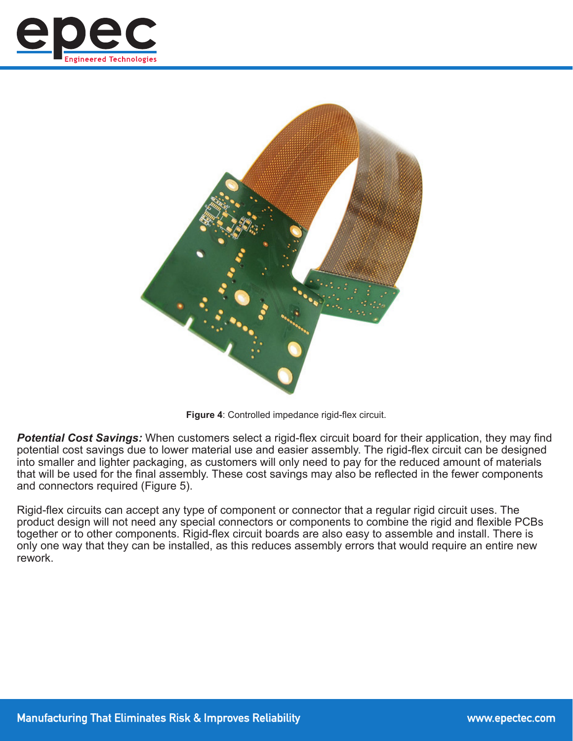**Figure 4**: Controlled impedance rigid-flex circuit.

***Potential Cost Savings:*** When customers select a rigid-flex circuit board for their application, they may find potential cost savings due to lower material use and easier assembly. The rigid-flex circuit can be designed into smaller and lighter packaging, as customers will only need to pay for the reduced amount of materials that will be used for the final assembly. These cost savings may also be reflected in the fewer components and connectors required (Figure 5).

Rigid-flex circuits can accept any type of component or connector that a regular rigid circuit uses. The product design will not need any special connectors or components to combine the rigid and flexible PCBs together or to other components. Rigid-flex circuit boards are also easy to assemble and install. There is only one way that they can be installed, as this reduces assembly errors that would require an entire new rework.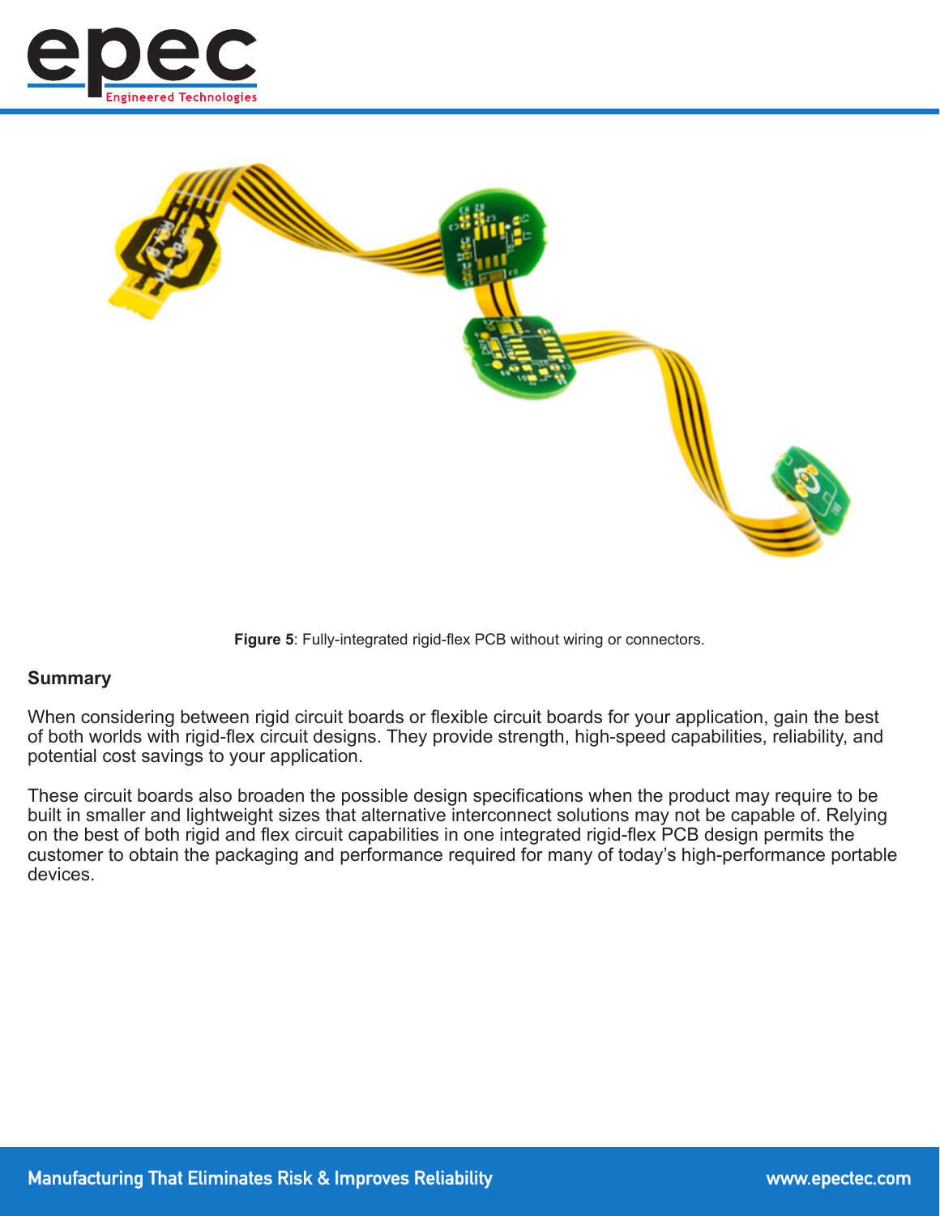**Figure 5**: Fully-integrated rigid-flex PCB without wiring or connectors.

## Summary

When considering between rigid circuit boards or flexible circuit boards for your application, gain the best of both worlds with rigid-flex circuit designs. They provide strength, high-speed capabilities, reliability, and potential cost savings to your application.

These circuit boards also broaden the possible design specifications when the product may require to be built in smaller and lightweight sizes that alternative interconnect solutions may not be capable of. Relying on the best of both rigid and flex circuit capabilities in one integrated rigid-flex PCB design permits the customer to obtain the packaging and performance required for many of today's high-performance portable devices.